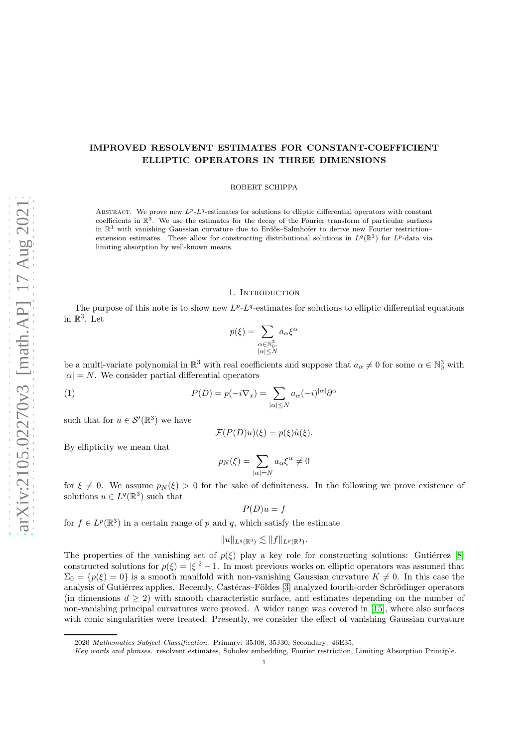# IMPROVED RESOLVENT ESTIMATES FOR CONSTANT-COEFFICIENT ELLIPTIC OPERATORS IN THREE DIMENSIONS

ROBERT SCHIPPA

Abstract. We prove new $L^p$-$L^q$-estimates for solutions to elliptic differential operators with constant coefficients in $\mathbb{R}^3$. We use the estimates for the decay of the Fourier transform of particular surfaces in $\mathbb{R}^3$ with vanishing Gaussian curvature due to Erdős–Salmhofer to derive new Fourier restriction–extension estimates. These allow for constructing distributional solutions in $L^q(\mathbb{R}^3)$ for $L^p$-data via limiting absorption by well-known means.

## 1. Introduction

The purpose of this note is to show new $L^p$-$L^q$-estimates for solutions to elliptic differential equations in $\mathbb{R}^3$. Let

$$p(\xi) = \sum_{\substack{\alpha \in \mathbb{N}_0^3, \\ |\alpha| \leq N}} a_\alpha \xi^\alpha$$

be a multi-variate polynomial in $\mathbb{R}^3$ with real coefficients and suppose that $a_\alpha \neq 0$ for some $\alpha \in \mathbb{N}_0^3$ with $|\alpha| = N$. We consider partial differential operators

$$P(D) = p(-i\nabla_x) = \sum_{|\alpha| \leq N} a_\alpha (-i)^{|\alpha|} \partial^\alpha \tag{1}$$

such that for $u \in \mathcal{S}'(\mathbb{R}^3)$ we have

$$\mathcal{F}(P(D)u)(\xi) = p(\xi)\hat{u}(\xi).$$

By ellipticity we mean that

$$p_N(\xi) = \sum_{|\alpha| = N} a_\alpha \xi^\alpha \neq 0$$

for $\xi \neq 0$. We assume $p_N(\xi) > 0$ for the sake of definiteness. In the following we prove existence of solutions $u \in L^q(\mathbb{R}^3)$ such that

$$P(D)u = f$$

for $f \in L^p(\mathbb{R}^3)$ in a certain range of $p$ and $q$, which satisfy the estimate

$$\|u\|_{L^q(\mathbb{R}^3)} \lesssim \|f\|_{L^p(\mathbb{R}^3)}.$$

The properties of the vanishing set of $p(\xi)$ play a key role for constructing solutions: Gutiérrez [8] constructed solutions for $p(\xi) = |\xi|^2 - 1$. In most previous works on elliptic operators was assumed that $\Sigma_0 = \{p(\xi) = 0\}$ is a smooth manifold with non-vanishing Gaussian curvature $K \neq 0$. In this case the analysis of Gutiérrez applies. Recently, Castéras–Földes [3] analyzed fourth-order Schrödinger operators (in dimensions $d \geq 2$) with smooth characteristic surface, and estimates depending on the number of non-vanishing principal curvatures were proved. A wider range was covered in [15], where also surfaces with conic singularities were treated. Presently, we consider the effect of vanishing Gaussian curvature

2020 *Mathematics Subject Classification.* Primary: 35J08, 35J30, Secondary: 46E35.

*Key words and phrases.* resolvent estimates, Sobolev embedding, Fourier restriction, Limiting Absorption Principle.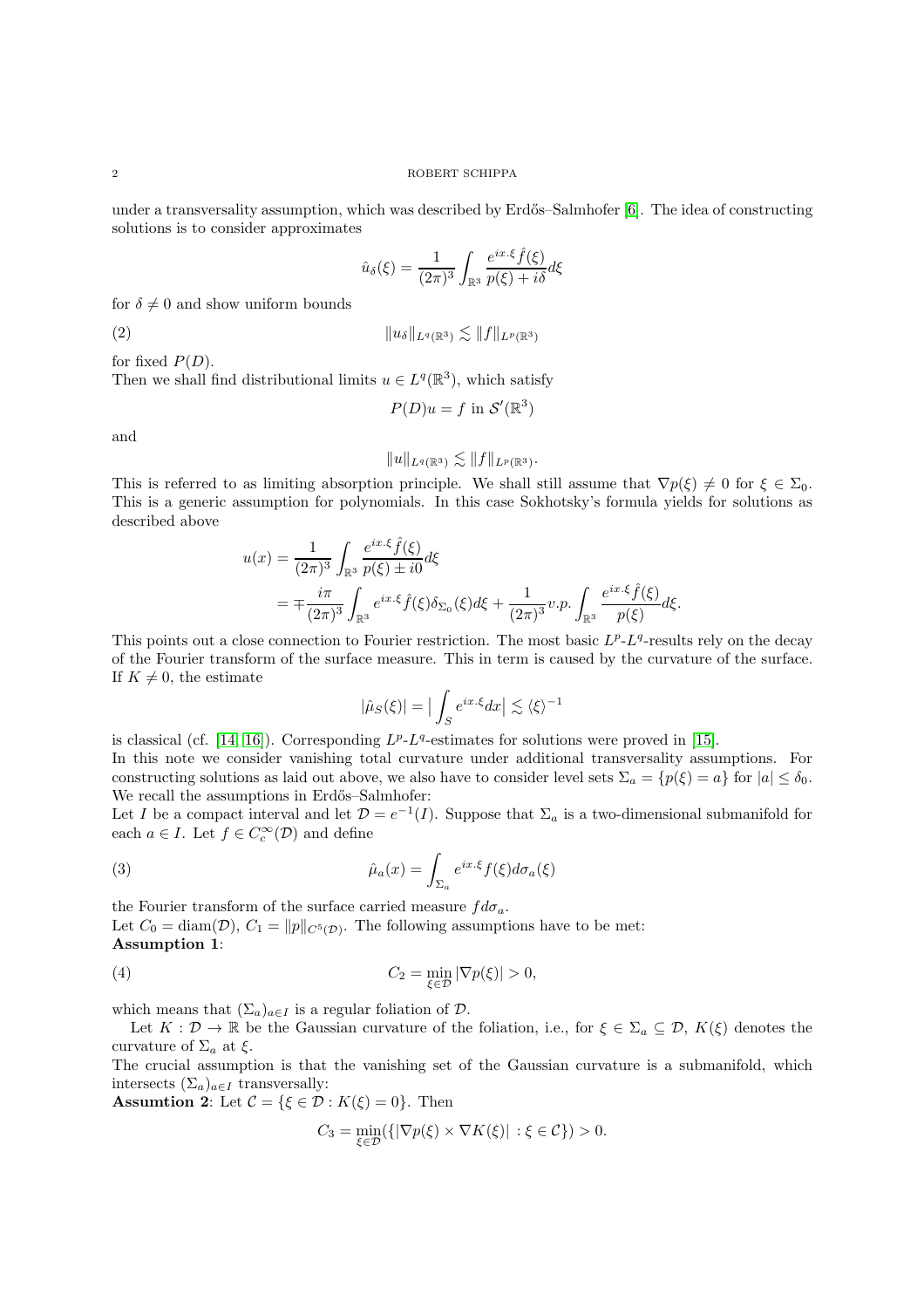under a transversality assumption, which was described by Erdős–Salmhofer [6]. The idea of constructing solutions is to consider approximates

$$\hat{u}_\delta(\xi) = \frac{1}{(2\pi)^3} \int_{\mathbb{R}^3} \frac{e^{ix.\xi} \hat{f}(\xi)}{p(\xi) + i\delta} d\xi$$

for $\delta \neq 0$ and show uniform bounds

$$\|u_\delta\|_{L^q(\mathbb{R}^3)} \lesssim \|f\|_{L^p(\mathbb{R}^3)} \tag{2}$$

for fixed $P(D)$.

Then we shall find distributional limits $u \in L^q(\mathbb{R}^3)$, which satisfy

$$P(D)u = f \text{ in } \mathcal{S}'(\mathbb{R}^3)$$

and

$$\|u\|_{L^q(\mathbb{R}^3)} \lesssim \|f\|_{L^p(\mathbb{R}^3)}.$$

This is referred to as limiting absorption principle. We shall still assume that $\nabla p(\xi) \neq 0$ for $\xi \in \Sigma_0$. This is a generic assumption for polynomials. In this case Sokhotsky's formula yields for solutions as described above

$$\begin{aligned}
u(x) &= \frac{1}{(2\pi)^3} \int_{\mathbb{R}^3} \frac{e^{ix.\xi} \hat{f}(\xi)}{p(\xi) \pm i0} d\xi \\
&= \mp \frac{i\pi}{(2\pi)^3} \int_{\mathbb{R}^3} e^{ix.\xi} \hat{f}(\xi) \delta_{\Sigma_0}(\xi) d\xi + \frac{1}{(2\pi)^3} v.p. \int_{\mathbb{R}^3} \frac{e^{ix.\xi} \hat{f}(\xi)}{p(\xi)} d\xi.
\end{aligned}$$

This points out a close connection to Fourier restriction. The most basic $L^p$-$L^q$-results rely on the decay of the Fourier transform of the surface measure. This in term is caused by the curvature of the surface. If $K \neq 0$, the estimate

$$|\hat{\mu}_S(\xi)| = \big| \int_S e^{ix.\xi} dx \big| \lesssim \langle \xi \rangle^{-1}$$

is classical (cf. [14, 16]). Corresponding $L^p$-$L^q$-estimates for solutions were proved in [15].

In this note we consider vanishing total curvature under additional transversality assumptions. For constructing solutions as laid out above, we also have to consider level sets $\Sigma_a = \{p(\xi) = a\}$ for $|a| \leq \delta_0$. We recall the assumptions in Erdős–Salmhofer:

Let $I$ be a compact interval and let $\mathcal{D} = e^{-1}(I)$. Suppose that $\Sigma_a$ is a two-dimensional submanifold for each $a \in I$. Let $f \in C_c^\infty(\mathcal{D})$ and define

$$\hat{\mu}_a(x) = \int_{\Sigma_a} e^{ix.\xi} f(\xi) d\sigma_a(\xi) \tag{3}$$

the Fourier transform of the surface carried measure $f d\sigma_a$.

Let $C_0 = \text{diam}(\mathcal{D})$, $C_1 = \|p\|_{C^5(\mathcal{D})}$. The following assumptions have to be met:

**Assumption 1**:

$$C_2 = \min_{\xi \in \mathcal{D}} |\nabla p(\xi)| > 0, \tag{4}$$

which means that $(\Sigma_a)_{a \in I}$ is a regular foliation of $\mathcal{D}$.

Let $K : \mathcal{D} \to \mathbb{R}$ be the Gaussian curvature of the foliation, i.e., for $\xi \in \Sigma_a \subseteq \mathcal{D}$, $K(\xi)$ denotes the curvature of $\Sigma_a$ at $\xi$.

The crucial assumption is that the vanishing set of the Gaussian curvature is a submanifold, which intersects $(\Sigma_a)_{a \in I}$ transversally:

**Assumtion 2**: Let $\mathcal{C} = \{\xi \in \mathcal{D} : K(\xi) = 0\}$. Then

$$C_3 = \min_{\xi \in \mathcal{D}} (\{|\nabla p(\xi) \times \nabla K(\xi)| \, : \xi \in \mathcal{C}\}) > 0.$$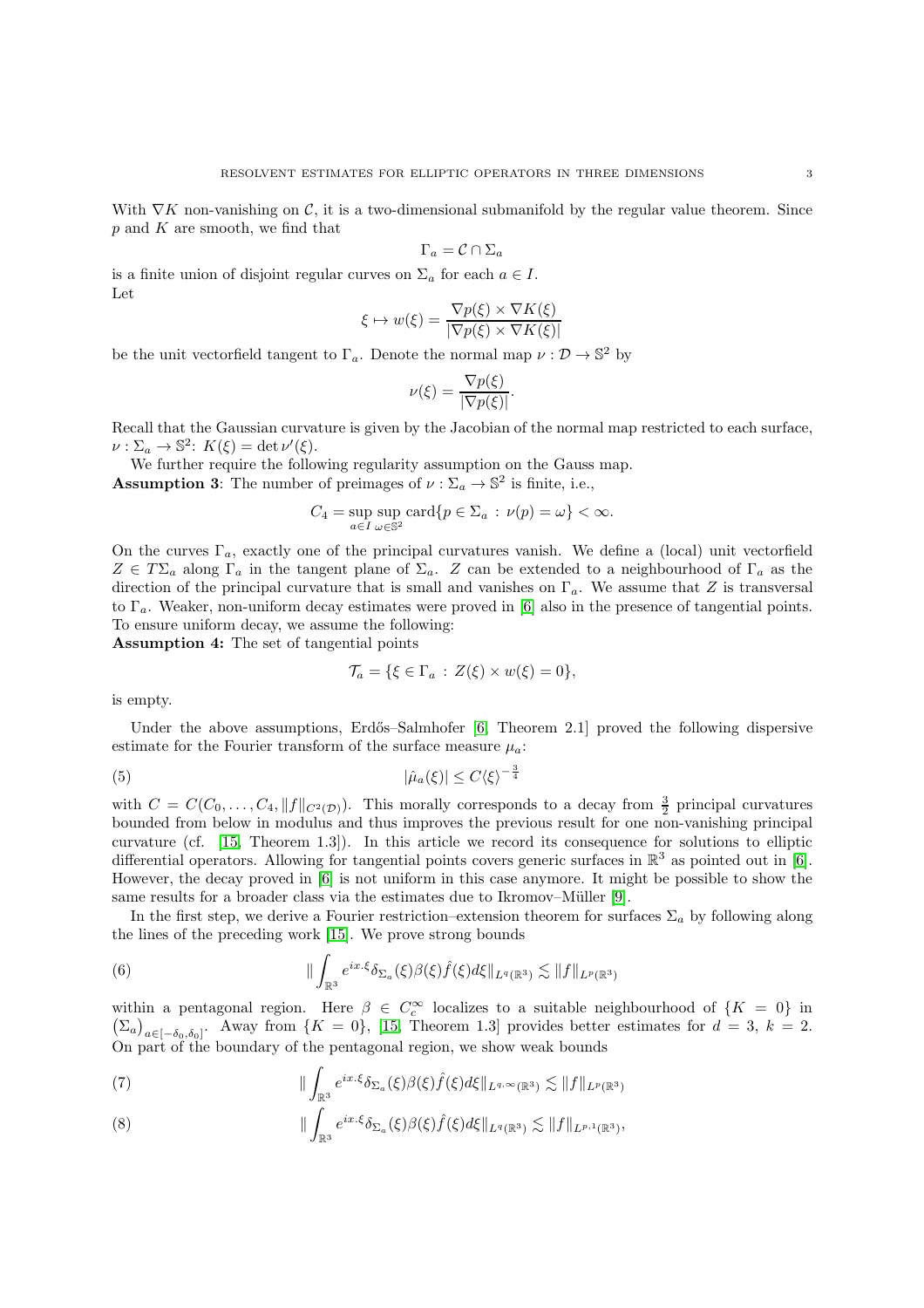With $\nabla K$ non-vanishing on $\mathcal{C}$, it is a two-dimensional submanifold by the regular value theorem. Since $p$ and $K$ are smooth, we find that

$$\Gamma_a = \mathcal{C} \cap \Sigma_a$$

is a finite union of disjoint regular curves on $\Sigma_a$ for each $a \in I$.
Let

$$\xi \mapsto w(\xi) = \frac{\nabla p(\xi) \times \nabla K(\xi)}{|\nabla p(\xi) \times \nabla K(\xi)|}$$

be the unit vectorfield tangent to $\Gamma_a$. Denote the normal map $\nu : \mathcal{D} \to \mathbb{S}^2$ by

$$\nu(\xi) = \frac{\nabla p(\xi)}{|\nabla p(\xi)|}.$$

Recall that the Gaussian curvature is given by the Jacobian of the normal map restricted to each surface, $\nu : \Sigma_a \to \mathbb{S}^2$: $K(\xi) = \det \nu'(\xi)$.

We further require the following regularity assumption on the Gauss map.

**Assumption 3**: The number of preimages of $\nu : \Sigma_a \to \mathbb{S}^2$ is finite, i.e.,

$$C_4 = \sup_{a \in I} \sup_{\omega \in \mathbb{S}^2} \text{card}\{p \in \Sigma_a \, : \, \nu(p) = \omega\} < \infty.$$

On the curves $\Gamma_a$, exactly one of the principal curvatures vanish. We define a (local) unit vectorfield $Z \in T\Sigma_a$ along $\Gamma_a$ in the tangent plane of $\Sigma_a$. $Z$ can be extended to a neighbourhood of $\Gamma_a$ as the direction of the principal curvature that is small and vanishes on $\Gamma_a$. We assume that $Z$ is transversal to $\Gamma_a$. Weaker, non-uniform decay estimates were proved in [6] also in the presence of tangential points. To ensure uniform decay, we assume the following:

**Assumption 4:** The set of tangential points

$$\mathcal{T}_a = \{\xi \in \Gamma_a \, : \, Z(\xi) \times w(\xi) = 0\},$$

is empty.

Under the above assumptions, Erdős–Salmhofer [6, Theorem 2.1] proved the following dispersive estimate for the Fourier transform of the surface measure $\mu_a$:

$$|\hat{\mu}_a(\xi)| \leq C \langle \xi \rangle^{-\frac{3}{4}} \tag{5}$$

with $C = C(C_0, \ldots, C_4, \|f\|_{C^2(\mathcal{D})})$. This morally corresponds to a decay from $\frac{3}{2}$ principal curvatures bounded from below in modulus and thus improves the previous result for one non-vanishing principal curvature (cf. [15, Theorem 1.3]). In this article we record its consequence for solutions to elliptic differential operators. Allowing for tangential points covers generic surfaces in $\mathbb{R}^3$ as pointed out in [6]. However, the decay proved in [6] is not uniform in this case anymore. It might be possible to show the same results for a broader class via the estimates due to Ikromov–Müller [9].

In the first step, we derive a Fourier restriction–extension theorem for surfaces $\Sigma_a$ by following along the lines of the preceding work [15]. We prove strong bounds

$$\| \int_{\mathbb{R}^3} e^{ix.\xi} \delta_{\Sigma_a}(\xi) \beta(\xi) \hat{f}(\xi) d\xi \|_{L^q(\mathbb{R}^3)} \lesssim \|f\|_{L^p(\mathbb{R}^3)} \tag{6}$$

within a pentagonal region. Here $\beta \in C_c^\infty$ localizes to a suitable neighbourhood of $\{K = 0\}$ in $\left(\Sigma_a\right)_{a \in [-\delta_0, \delta_0]}$. Away from $\{K = 0\}$, [15, Theorem 1.3] provides better estimates for $d = 3$, $k = 2$. On part of the boundary of the pentagonal region, we show weak bounds

$$\| \int_{\mathbb{R}^3} e^{ix.\xi} \delta_{\Sigma_a}(\xi) \beta(\xi) \hat{f}(\xi) d\xi \|_{L^{q,\infty}(\mathbb{R}^3)} \lesssim \|f\|_{L^p(\mathbb{R}^3)} \tag{7}$$

$$\| \int_{\mathbb{R}^3} e^{ix.\xi} \delta_{\Sigma_a}(\xi) \beta(\xi) \hat{f}(\xi) d\xi \|_{L^q(\mathbb{R}^3)} \lesssim \|f\|_{L^{p,1}(\mathbb{R}^3)}, \tag{8}$$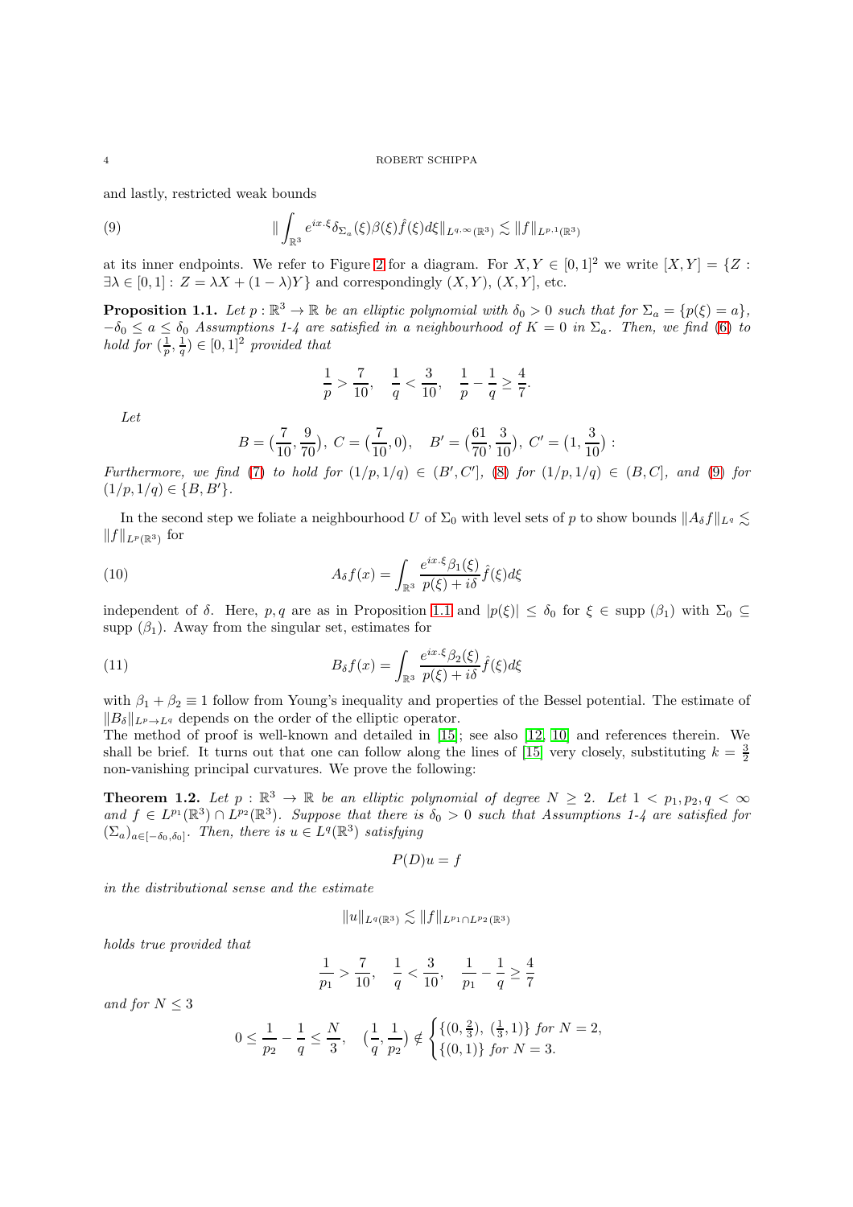and lastly, restricted weak bounds

$$\| \int_{\mathbb{R}^3} e^{ix.\xi} \delta_{\Sigma_a}(\xi) \beta(\xi) \hat{f}(\xi) d\xi \|_{L^{q,\infty}(\mathbb{R}^3)} \lesssim \|f\|_{L^{p,1}(\mathbb{R}^3)} \tag{9}$$

at its inner endpoints. We refer to Figure 2 for a diagram. For $X, Y \in [0,1]^2$ we write $[X,Y] = \{Z : \exists \lambda \in [0,1] : Z = \lambda X + (1-\lambda) Y\}$ and correspondingly $(X,Y)$, $(X,Y]$, etc.

**Proposition 1.1.** *Let $p : \mathbb{R}^3 \to \mathbb{R}$ be an elliptic polynomial with $\delta_0 > 0$ such that for $\Sigma_a = \{p(\xi) = a\}$, $-\delta_0 \leq a \leq \delta_0$ Assumptions 1-4 are satisfied in a neighbourhood of $K = 0$ in $\Sigma_a$. Then, we find (6) to hold for $(\frac{1}{p}, \frac{1}{q}) \in [0,1]^2$ provided that*

$$\frac{1}{p} > \frac{7}{10}, \quad \frac{1}{q} < \frac{3}{10}, \quad \frac{1}{p} - \frac{1}{q} \geq \frac{4}{7}.$$

*Let*

$$B = \big(\frac{7}{10}, \frac{9}{70}\big), \; C = \big(\frac{7}{10}, 0\big), \quad B' = \big(\frac{61}{70}, \frac{3}{10}\big), \; C' = \big(1, \frac{3}{10}\big) :$$

*Furthermore, we find (7) to hold for $(1/p, 1/q) \in (B', C']$, (8) for $(1/p, 1/q) \in (B, C]$, and (9) for $(1/p, 1/q) \in \{B, B'\}$.*

In the second step we foliate a neighbourhood $U$ of $\Sigma_0$ with level sets of $p$ to show bounds $\|A_\delta f\|_{L^q} \lesssim \|f\|_{L^p(\mathbb{R}^3)}$ for

$$A_\delta f(x) = \int_{\mathbb{R}^3} \frac{e^{ix.\xi} \beta_1(\xi)}{p(\xi) + i\delta} \hat{f}(\xi) d\xi \tag{10}$$

independent of $\delta$. Here, $p, q$ are as in Proposition 1.1 and $|p(\xi)| \leq \delta_0$ for $\xi \in \text{supp}\,(\beta_1)$ with $\Sigma_0 \subseteq \text{supp}\,(\beta_1)$. Away from the singular set, estimates for

$$B_\delta f(x) = \int_{\mathbb{R}^3} \frac{e^{ix.\xi} \beta_2(\xi)}{p(\xi) + i\delta} \hat{f}(\xi) d\xi \tag{11}$$

with $\beta_1 + \beta_2 \equiv 1$ follow from Young's inequality and properties of the Bessel potential. The estimate of $\|B_\delta\|_{L^p \to L^q}$ depends on the order of the elliptic operator.
The method of proof is well-known and detailed in [15]; see also [12, 10] and references therein. We shall be brief. It turns out that one can follow along the lines of [15] very closely, substituting $k = \frac{3}{2}$ non-vanishing principal curvatures. We prove the following:

**Theorem 1.2.** *Let $p : \mathbb{R}^3 \to \mathbb{R}$ be an elliptic polynomial of degree $N \geq 2$. Let $1 < p_1, p_2, q < \infty$ and $f \in L^{p_1}(\mathbb{R}^3) \cap L^{p_2}(\mathbb{R}^3)$. Suppose that there is $\delta_0 > 0$ such that Assumptions 1-4 are satisfied for $(\Sigma_a)_{a \in [-\delta_0, \delta_0]}$. Then, there is $u \in L^q(\mathbb{R}^3)$ satisfying*

$$P(D) u = f$$

*in the distributional sense and the estimate*

$$\|u\|_{L^q(\mathbb{R}^3)} \lesssim \|f\|_{L^{p_1} \cap L^{p_2}(\mathbb{R}^3)}$$

*holds true provided that*

$$\frac{1}{p_1} > \frac{7}{10}, \quad \frac{1}{q} < \frac{3}{10}, \quad \frac{1}{p_1} - \frac{1}{q} \geq \frac{4}{7}$$

*and for $N \leq 3$*

$$0 \leq \frac{1}{p_2} - \frac{1}{q} \leq \frac{N}{3}, \quad \big(\frac{1}{q}, \frac{1}{p_2}\big) \notin \begin{cases} \{(0, \frac{2}{3}), \; (\frac{1}{3}, 1)\} \text{ for } N = 2, \\ \{(0,1)\} \text{ for } N = 3. \end{cases}$$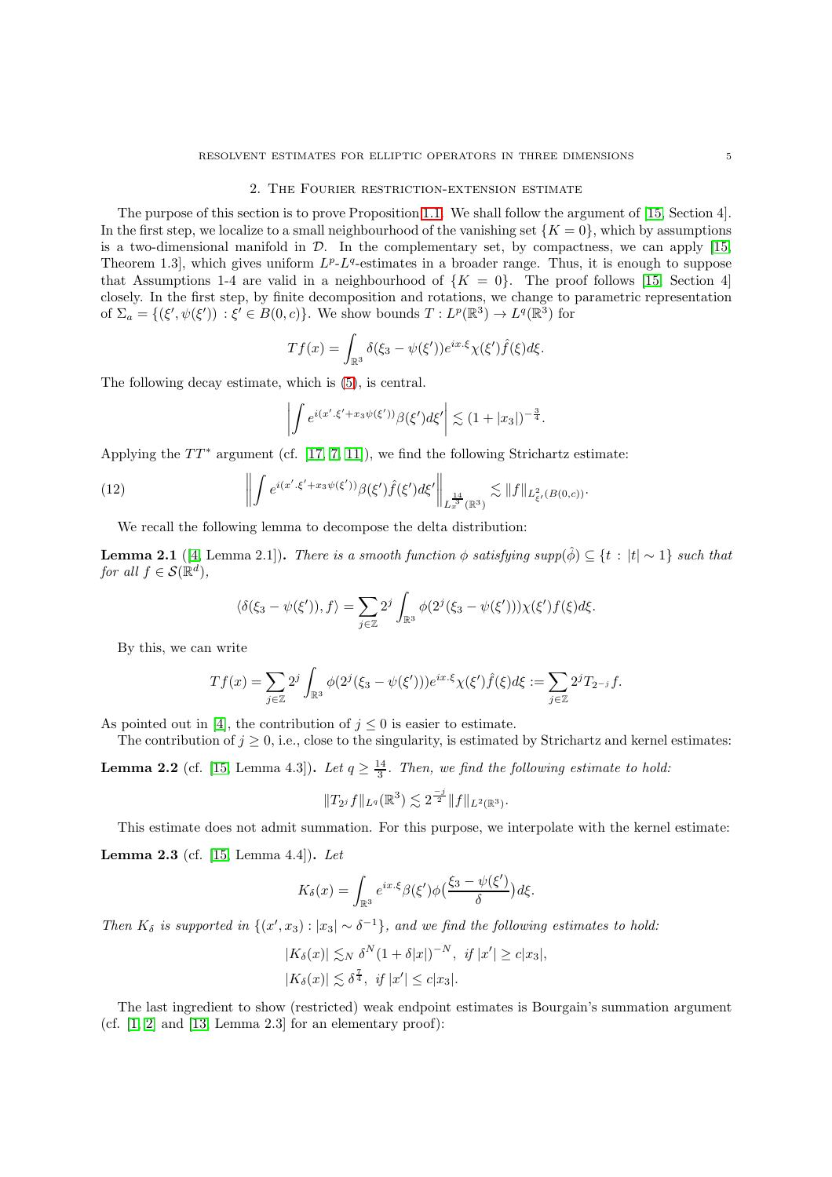## 2. The Fourier restriction-extension estimate

The purpose of this section is to prove Proposition 1.1. We shall follow the argument of [15, Section 4]. In the first step, we localize to a small neighbourhood of the vanishing set $\{K = 0\}$, which by assumptions is a two-dimensional manifold in $\mathcal{D}$. In the complementary set, by compactness, we can apply [15, Theorem 1.3], which gives uniform $L^p$-$L^q$-estimates in a broader range. Thus, it is enough to suppose that Assumptions 1-4 are valid in a neighbourhood of $\{K = 0\}$. The proof follows [15, Section 4] closely. In the first step, by finite decomposition and rotations, we change to parametric representation of $\Sigma_a = \{(\xi', \psi(\xi')) : \xi' \in B(0, c)\}$. We show bounds $T : L^p(\mathbb{R}^3) \to L^q(\mathbb{R}^3)$ for

$$Tf(x) = \int_{\mathbb{R}^3} \delta(\xi_3 - \psi(\xi')) e^{ix.\xi} \chi(\xi') \hat{f}(\xi) d\xi.$$

The following decay estimate, which is (5), is central.

$$\left| \int e^{i(x'.\xi' + x_3 \psi(\xi'))} \beta(\xi') d\xi' \right| \lesssim (1 + |x_3|)^{-\frac{3}{4}}.$$

Applying the $TT^*$ argument (cf. [17, 7, 11]), we find the following Strichartz estimate:

$$\left\| \int e^{i(x'.\xi' + x_3 \psi(\xi'))} \beta(\xi') \hat{f}(\xi') d\xi' \right\|_{L_x^{\frac{14}{3}}(\mathbb{R}^3)} \lesssim \|f\|_{L^2_{\xi'}(B(0,c))}. \tag{12}$$

We recall the following lemma to decompose the delta distribution:

**Lemma 2.1** ([4, Lemma 2.1]). *There is a smooth function $\phi$ satisfying $supp(\hat{\phi}) \subseteq \{t : |t| \sim 1\}$ such that for all $f \in \mathcal{S}(\mathbb{R}^d)$,*

$$\langle \delta(\xi_3 - \psi(\xi')), f \rangle = \sum_{j \in \mathbb{Z}} 2^j \int_{\mathbb{R}^3} \phi(2^j(\xi_3 - \psi(\xi'))) \chi(\xi') f(\xi) d\xi.$$

By this, we can write

$$Tf(x) = \sum_{j \in \mathbb{Z}} 2^j \int_{\mathbb{R}^3} \phi(2^j(\xi_3 - \psi(\xi'))) e^{ix.\xi} \chi(\xi') \hat{f}(\xi) d\xi := \sum_{j \in \mathbb{Z}} 2^j T_{2^{-j}} f.$$

As pointed out in [4], the contribution of $j \leq 0$ is easier to estimate.

The contribution of $j \geq 0$, i.e., close to the singularity, is estimated by Strichartz and kernel estimates:

**Lemma 2.2** (cf. [15, Lemma 4.3]). *Let $q \geq \frac{14}{3}$. Then, we find the following estimate to hold:*

$$\|T_{2^j} f\|_{L^q(\mathbb{R}^3)} \lesssim 2^{\frac{-j}{2}} \|f\|_{L^2(\mathbb{R}^3)}.$$

This estimate does not admit summation. For this purpose, we interpolate with the kernel estimate:

**Lemma 2.3** (cf. [15, Lemma 4.4]). *Let*

$$K_\delta(x) = \int_{\mathbb{R}^3} e^{ix.\xi} \beta(\xi') \phi\big(\frac{\xi_3 - \psi(\xi')}{\delta}\big) d\xi.$$

*Then $K_\delta$ is supported in $\{(x', x_3) : |x_3| \sim \delta^{-1}\}$, and we find the following estimates to hold:*

$$|K_\delta(x)| \lesssim_N \delta^N (1 + \delta|x|)^{-N}, \text{ if } |x'| \geq c|x_3|,$$
$$|K_\delta(x)| \lesssim \delta^{\frac{7}{4}}, \text{ if } |x'| \leq c|x_3|.$$

The last ingredient to show (restricted) weak endpoint estimates is Bourgain's summation argument (cf. [1, 2] and [13, Lemma 2.3] for an elementary proof):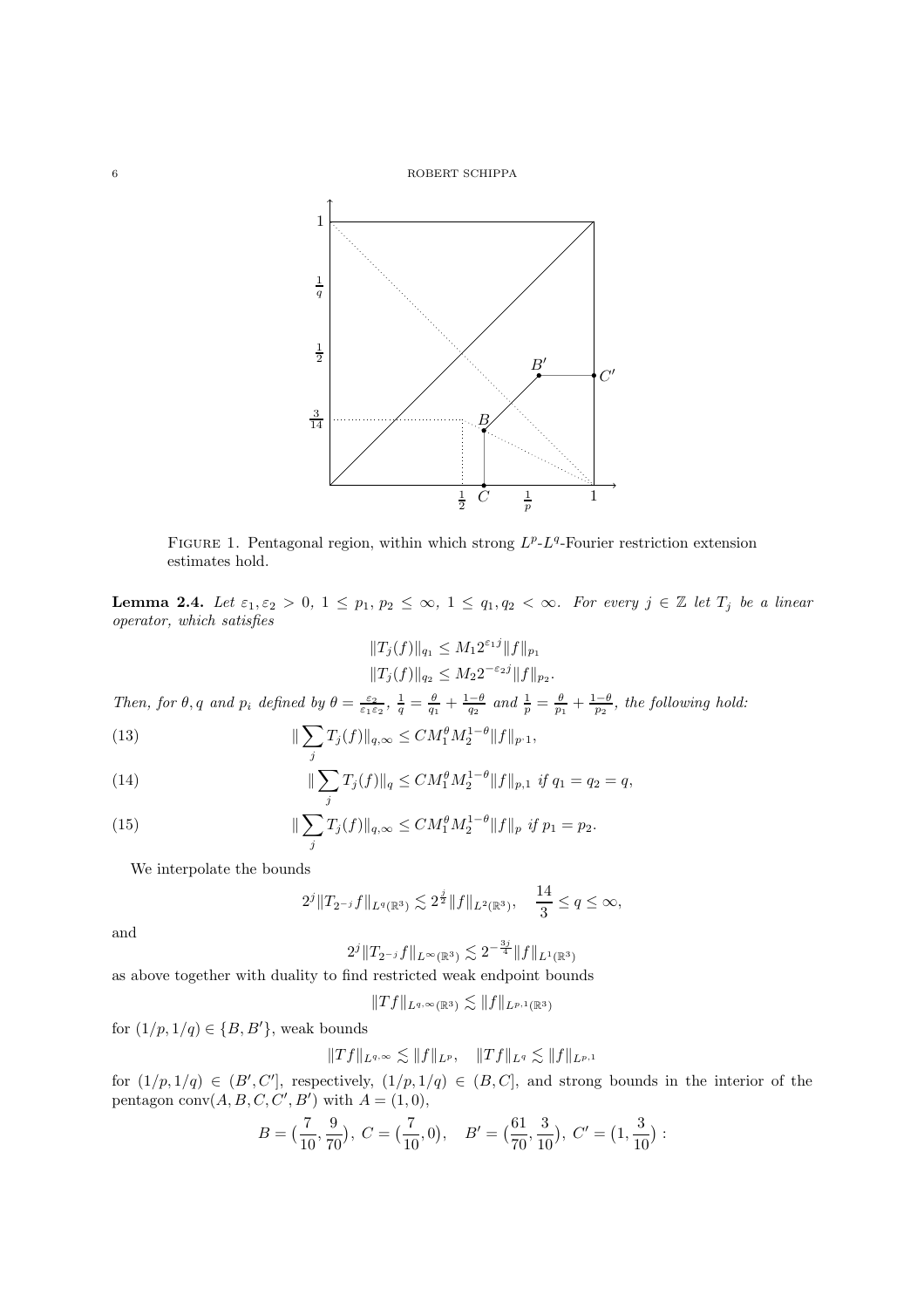Figure 1. Pentagonal region, within which strong $L^p$-$L^q$-Fourier restriction extension estimates hold.

**Lemma 2.4.** *Let $\varepsilon_1, \varepsilon_2 > 0$, $1 \leq p_1, p_2 \leq \infty$, $1 \leq q_1, q_2 < \infty$. For every $j \in \mathbb{Z}$ let $T_j$ be a linear operator, which satisfies*

$$\|T_j(f)\|_{q_1} \leq M_1 2^{\varepsilon_1 j} \|f\|_{p_1}$$
$$\|T_j(f)\|_{q_2} \leq M_2 2^{-\varepsilon_2 j} \|f\|_{p_2}.$$

*Then, for $\theta, q$ and $p_i$ defined by $\theta = \frac{\varepsilon_2}{\varepsilon_1 \varepsilon_2}$, $\frac{1}{q} = \frac{\theta}{q_1} + \frac{1-\theta}{q_2}$ and $\frac{1}{p} = \frac{\theta}{p_1} + \frac{1-\theta}{p_2}$, the following hold:*

$$\|\sum_j T_j(f)\|_{q,\infty} \leq C M_1^\theta M_2^{1-\theta} \|f\|_{p,1}, \tag{13}$$

$$\|\sum_j T_j(f)\|_q \leq C M_1^\theta M_2^{1-\theta} \|f\|_{p,1} \text{ if } q_1 = q_2 = q, \tag{14}$$

$$\|\sum_j T_j(f)\|_{q,\infty} \leq C M_1^\theta M_2^{1-\theta} \|f\|_p \text{ if } p_1 = p_2. \tag{15}$$

We interpolate the bounds

$$2^j \|T_{2^{-j}} f\|_{L^q(\mathbb{R}^3)} \lesssim 2^{\frac{j}{2}} \|f\|_{L^2(\mathbb{R}^3)}, \quad \frac{14}{3} \leq q \leq \infty,$$

and

$$2^j \|T_{2^{-j}} f\|_{L^\infty(\mathbb{R}^3)} \lesssim 2^{-\frac{3j}{4}} \|f\|_{L^1(\mathbb{R}^3)}$$

as above together with duality to find restricted weak endpoint bounds

$$\|Tf\|_{L^{q,\infty}(\mathbb{R}^3)} \lesssim \|f\|_{L^{p,1}(\mathbb{R}^3)}$$

for $(1/p, 1/q) \in \{B, B'\}$, weak bounds

$$\|Tf\|_{L^{q,\infty}} \lesssim \|f\|_{L^p}, \quad \|Tf\|_{L^q} \lesssim \|f\|_{L^{p,1}}$$

for $(1/p, 1/q) \in (B', C']$, respectively, $(1/p, 1/q) \in (B, C]$, and strong bounds in the interior of the pentagon $\text{conv}(A, B, C, C', B')$ with $A = (1, 0)$,

$$B = \big(\frac{7}{10}, \frac{9}{70}\big), \ C = \big(\frac{7}{10}, 0\big), \quad B' = \big(\frac{61}{70}, \frac{3}{10}\big), \ C' = \big(1, \frac{3}{10}\big):$$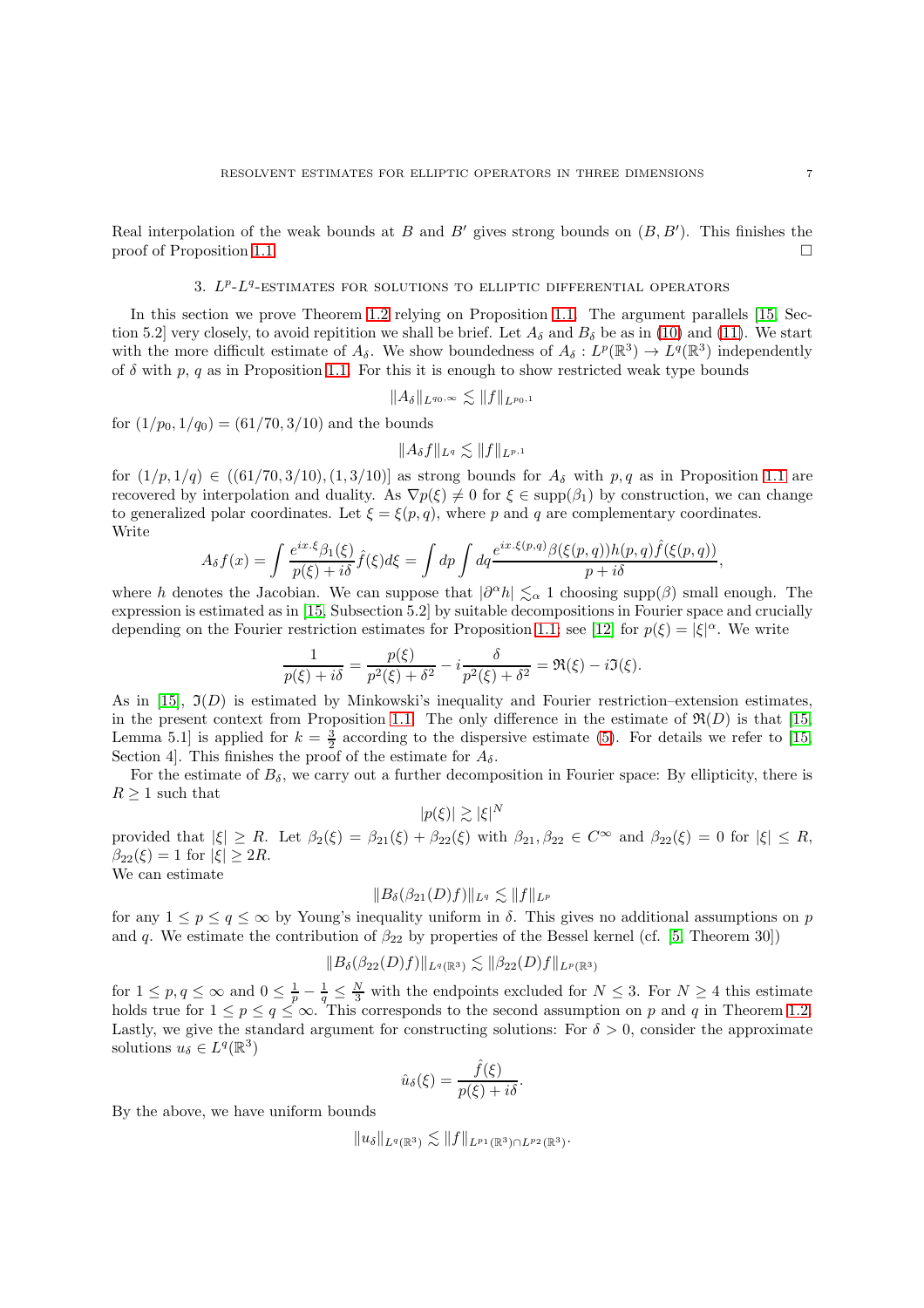Real interpolation of the weak bounds at $B$ and $B'$ gives strong bounds on $(B, B')$. This finishes the proof of Proposition 1.1. □

## 3. $L^p$-$L^q$-estimates for solutions to elliptic differential operators

In this section we prove Theorem 1.2 relying on Proposition 1.1. The argument parallels [15, Section 5.2] very closely, to avoid repitition we shall be brief. Let $A_\delta$ and $B_\delta$ be as in (10) and (11). We start with the more difficult estimate of $A_\delta$. We show boundedness of $A_\delta : L^p(\mathbb{R}^3) \to L^q(\mathbb{R}^3)$ independently of $\delta$ with $p$, $q$ as in Proposition 1.1. For this it is enough to show restricted weak type bounds

$$\|A_\delta\|_{L^{q_0,\infty}} \lesssim \|f\|_{L^{p_0,1}}$$

for $(1/p_0, 1/q_0) = (61/70, 3/10)$ and the bounds

$$\|A_\delta f\|_{L^q} \lesssim \|f\|_{L^{p,1}}$$

for $(1/p, 1/q) \in ((61/70, 3/10), (1, 3/10)]$ as strong bounds for $A_\delta$ with $p, q$ as in Proposition 1.1 are recovered by interpolation and duality. As $\nabla p(\xi) \neq 0$ for $\xi \in \text{supp}(\beta_1)$ by construction, we can change to generalized polar coordinates. Let $\xi = \xi(p, q)$, where $p$ and $q$ are complementary coordinates. Write

$$A_\delta f(x) = \int \frac{e^{ix.\xi} \beta_1(\xi)}{p(\xi) + i\delta} \hat{f}(\xi) d\xi = \int dp \int dq \frac{e^{ix.\xi(p,q)} \beta(\xi(p,q)) h(p,q) \hat{f}(\xi(p,q))}{p + i\delta},$$

where $h$ denotes the Jacobian. We can suppose that $|\partial^\alpha h| \lesssim_\alpha 1$ choosing $\text{supp}(\beta)$ small enough. The expression is estimated as in [15, Subsection 5.2] by suitable decompositions in Fourier space and crucially depending on the Fourier restriction estimates for Proposition 1.1; see [12] for $p(\xi) = |\xi|^\alpha$. We write

$$\frac{1}{p(\xi) + i\delta} = \frac{p(\xi)}{p^2(\xi) + \delta^2} - i \frac{\delta}{p^2(\xi) + \delta^2} = \Re(\xi) - i\Im(\xi).$$

As in [15], $\Im(D)$ is estimated by Minkowski's inequality and Fourier restriction–extension estimates, in the present context from Proposition 1.1. The only difference in the estimate of $\Re(D)$ is that [15, Lemma 5.1] is applied for $k = \frac{3}{2}$ according to the dispersive estimate (5). For details we refer to [15, Section 4]. This finishes the proof of the estimate for $A_\delta$.

For the estimate of $B_\delta$, we carry out a further decomposition in Fourier space: By ellipticity, there is $R \geq 1$ such that

$$|p(\xi)| \gtrsim |\xi|^N$$

provided that $|\xi| \geq R$. Let $\beta_2(\xi) = \beta_{21}(\xi) + \beta_{22}(\xi)$ with $\beta_{21}, \beta_{22} \in C^\infty$ and $\beta_{22}(\xi) = 0$ for $|\xi| \leq R$, $\beta_{22}(\xi) = 1$ for $|\xi| \geq 2R$.
We can estimate

$$\|B_\delta(\beta_{21}(D)f)\|_{L^q} \lesssim \|f\|_{L^p}$$

for any $1 \leq p \leq q \leq \infty$ by Young's inequality uniform in $\delta$. This gives no additional assumptions on $p$ and $q$. We estimate the contribution of $\beta_{22}$ by properties of the Bessel kernel (cf. [5, Theorem 30])

$$\|B_\delta(\beta_{22}(D)f)\|_{L^q(\mathbb{R}^3)} \lesssim \|\beta_{22}(D)f\|_{L^p(\mathbb{R}^3)}$$

for $1 \leq p, q \leq \infty$ and $0 \leq \frac{1}{p} - \frac{1}{q} \leq \frac{N}{3}$ with the endpoints excluded for $N \leq 3$. For $N \geq 4$ this estimate holds true for $1 \leq p \leq q \leq \infty$. This corresponds to the second assumption on $p$ and $q$ in Theorem 1.2.
Lastly, we give the standard argument for constructing solutions: For $\delta > 0$, consider the approximate solutions $u_\delta \in L^q(\mathbb{R}^3)$

$$\hat{u}_\delta(\xi) = \frac{\hat{f}(\xi)}{p(\xi) + i\delta}.$$

By the above, we have uniform bounds

$$\|u_\delta\|_{L^q(\mathbb{R}^3)} \lesssim \|f\|_{L^{p_1}(\mathbb{R}^3) \cap L^{p_2}(\mathbb{R}^3)}.$$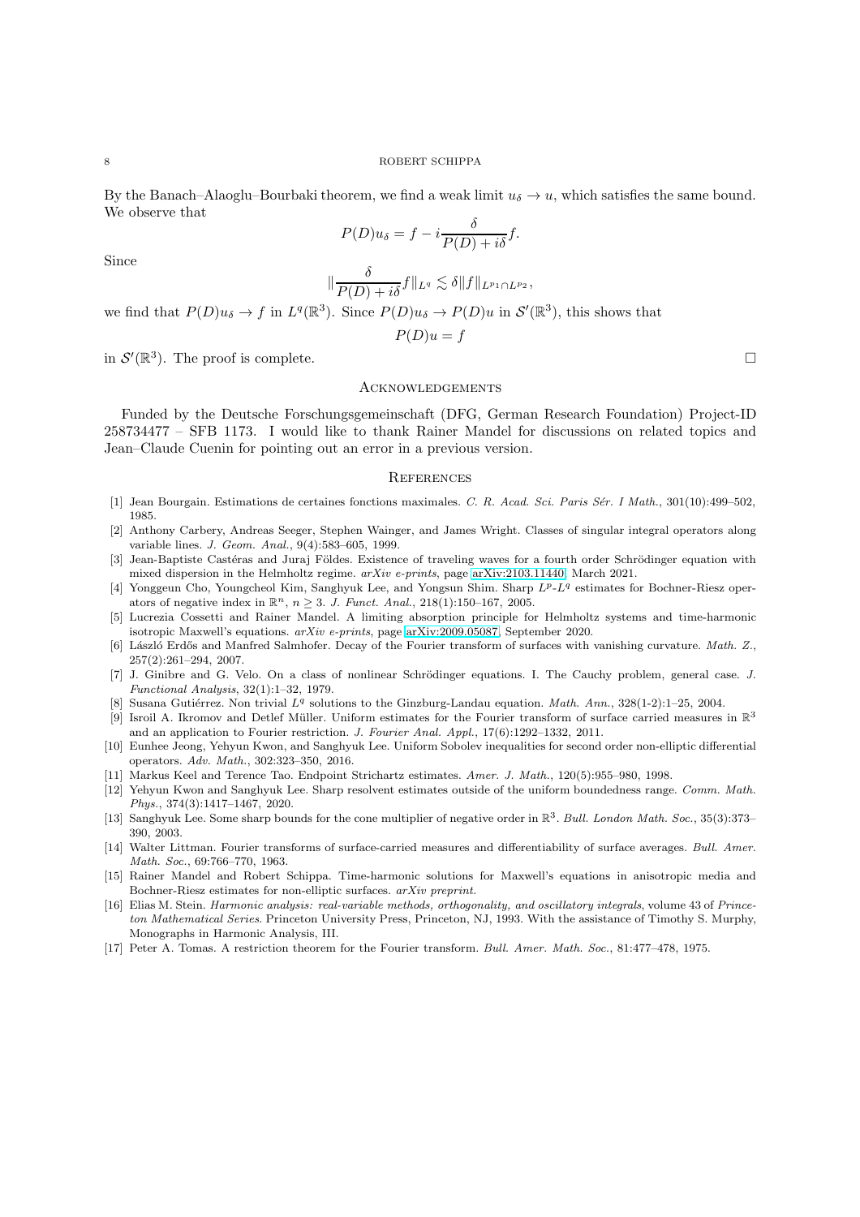By the Banach–Alaoglu–Bourbaki theorem, we find a weak limit $u_\delta \to u$, which satisfies the same bound. We observe that

$$P(D)u_\delta = f - i\frac{\delta}{P(D)+i\delta}f.$$

Since

$$\|\frac{\delta}{P(D)+i\delta}f\|_{L^q} \lesssim \delta \|f\|_{L^{p_1}\cap L^{p_2}},$$

we find that $P(D)u_\delta \to f$ in $L^q(\mathbb{R}^3)$. Since $P(D)u_\delta \to P(D)u$ in $\mathcal{S}'(\mathbb{R}^3)$, this shows that

$$P(D)u = f$$

in $\mathcal{S}'(\mathbb{R}^3)$. The proof is complete. $\square$

## Acknowledgements

Funded by the Deutsche Forschungsgemeinschaft (DFG, German Research Foundation) Project-ID 258734477 – SFB 1173. I would like to thank Rainer Mandel for discussions on related topics and Jean–Claude Cuenin for pointing out an error in a previous version.

## References

[1] Jean Bourgain. Estimations de certaines fonctions maximales. *C. R. Acad. Sci. Paris Sér. I Math.*, 301(10):499–502, 1985.

[2] Anthony Carbery, Andreas Seeger, Stephen Wainger, and James Wright. Classes of singular integral operators along variable lines. *J. Geom. Anal.*, 9(4):583–605, 1999.

[3] Jean-Baptiste Castéras and Juraj Földes. Existence of traveling waves for a fourth order Schrödinger equation with mixed dispersion in the Helmholtz regime. *arXiv e-prints*, page arXiv:2103.11440, March 2021.

[4] Yonggeun Cho, Youngcheol Kim, Sanghyuk Lee, and Yongsun Shim. Sharp $L^p$-$L^q$ estimates for Bochner-Riesz operators of negative index in $\mathbb{R}^n$, $n \geq 3$. *J. Funct. Anal.*, 218(1):150–167, 2005.

[5] Lucrezia Cossetti and Rainer Mandel. A limiting absorption principle for Helmholtz systems and time-harmonic isotropic Maxwell's equations. *arXiv e-prints*, page arXiv:2009.05087, September 2020.

[6] László Erdős and Manfred Salmhofer. Decay of the Fourier transform of surfaces with vanishing curvature. *Math. Z.*, 257(2):261–294, 2007.

[7] J. Ginibre and G. Velo. On a class of nonlinear Schrödinger equations. I. The Cauchy problem, general case. *J. Functional Analysis*, 32(1):1–32, 1979.

[8] Susana Gutiérrez. Non trivial $L^q$ solutions to the Ginzburg-Landau equation. *Math. Ann.*, 328(1-2):1–25, 2004.

[9] Isroil A. Ikromov and Detlef Müller. Uniform estimates for the Fourier transform of surface carried measures in $\mathbb{R}^3$ and an application to Fourier restriction. *J. Fourier Anal. Appl.*, 17(6):1292–1332, 2011.

[10] Eunhee Jeong, Yehyun Kwon, and Sanghyuk Lee. Uniform Sobolev inequalities for second order non-elliptic differential operators. *Adv. Math.*, 302:323–350, 2016.

[11] Markus Keel and Terence Tao. Endpoint Strichartz estimates. *Amer. J. Math.*, 120(5):955–980, 1998.

[12] Yehyun Kwon and Sanghyuk Lee. Sharp resolvent estimates outside of the uniform boundedness range. *Comm. Math. Phys.*, 374(3):1417–1467, 2020.

[13] Sanghyuk Lee. Some sharp bounds for the cone multiplier of negative order in $\mathbb{R}^3$. *Bull. London Math. Soc.*, 35(3):373–390, 2003.

[14] Walter Littman. Fourier transforms of surface-carried measures and differentiability of surface averages. *Bull. Amer. Math. Soc.*, 69:766–770, 1963.

[15] Rainer Mandel and Robert Schippa. Time-harmonic solutions for Maxwell's equations in anisotropic media and Bochner-Riesz estimates for non-elliptic surfaces. *arXiv preprint.*

[16] Elias M. Stein. *Harmonic analysis: real-variable methods, orthogonality, and oscillatory integrals*, volume 43 of *Princeton Mathematical Series*. Princeton University Press, Princeton, NJ, 1993. With the assistance of Timothy S. Murphy, Monographs in Harmonic Analysis, III.

[17] Peter A. Tomas. A restriction theorem for the Fourier transform. *Bull. Amer. Math. Soc.*, 81:477–478, 1975.